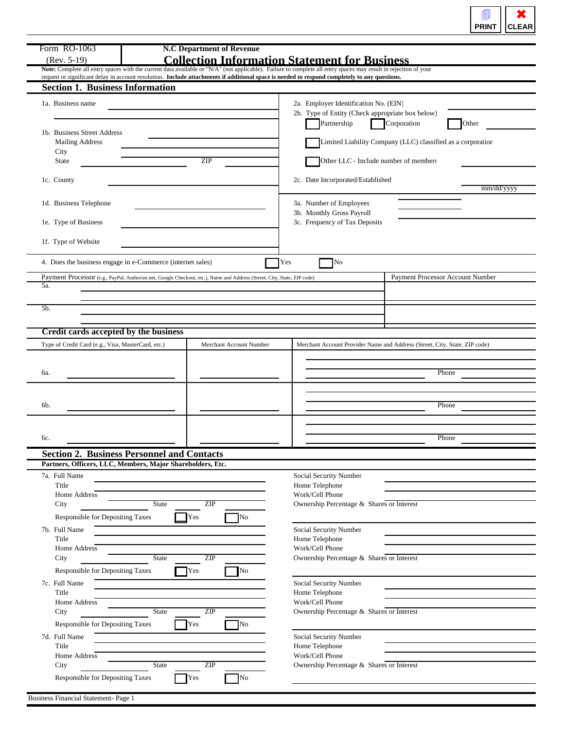Form RO-1063 (Rev. 5-19)

**N.C Department of Revenue**

# Collection Information Statement for Business

**Note:** Complete all entry spaces with the current data available or "N/A" (not applicable). Failure to complete all entry spaces may result in rejection of your request or significant delay in account resolution. **Include attachments if additional space is needed to respond completely to any questions.**

## Section 1. Business Information

1a. Business name ______________________

1b. Business Street Address ______________________
Mailing Address ______________________
City ______________________
State ________ ZIP ________

1c. County ______________________

1d. Business Telephone ______________________

1e. Type of Business ______________________

1f. Type of Website ______________________

2a. Employer Identification No. (EIN) ______________________

2b. Type of Entity (Check appropriate box below)
☐ Partnership ☐ Corporation ☐ Other ________
☐ Limited Liability Company (LLC) classified as a corporation
☐ Other LLC - Include number of members ________

2c. Date Incorporated/Established ________ mm/dd/yyyy

3a. Number of Employees ________

3b. Monthly Gross Payroll ________

3c. Frequency of Tax Deposits ________

4. Does the business engage in e-Commerce (internet sales) ☐ Yes ☐ No

| | Payment Processor (e.g., PayPal, Authorize.net, Google Checkout, etc.), Name and Address (Street, City, State, ZIP code) | Payment Processor Account Number |
|---|---|---|
| 5a. | | |
| 5b. | | |

### Credit cards accepted by the business

| | Type of Credit Card (e.g., Visa, MasterCard, etc.) | Merchant Account Number | Merchant Account Provider Name and Address (Street, City, State, ZIP code) | Phone |
|---|---|---|---|---|
| 6a. | | | | |
| 6b. | | | | |
| 6c. | | | | |

## Section 2. Business Personnel and Contacts

**Partners, Officers, LLC, Members, Major Shareholders, Etc.**

7a. Full Name ______________________
Title ______________________
Home Address ______________________
City ________ State ________ ZIP ________
Responsible for Depositing Taxes ☐ Yes ☐ No
Social Security Number ______________________
Home Telephone ______________________
Work/Cell Phone ______________________
Ownership Percentage & Shares or Interest ______________________

7b. Full Name ______________________
Title ______________________
Home Address ______________________
City ________ State ________ ZIP ________
Responsible for Depositing Taxes ☐ Yes ☐ No
Social Security Number ______________________
Home Telephone ______________________
Work/Cell Phone ______________________
Ownership Percentage & Shares or Interest ______________________

7c. Full Name ______________________
Title ______________________
Home Address ______________________
City ________ State ________ ZIP ________
Responsible for Depositing Taxes ☐ Yes ☐ No
Social Security Number ______________________
Home Telephone ______________________
Work/Cell Phone ______________________
Ownership Percentage & Shares or Interest ______________________

7d. Full Name ______________________
Title ______________________
Home Address ______________________
City ________ State ________ ZIP ________
Responsible for Depositing Taxes ☐ Yes ☐ No
Social Security Number ______________________
Home Telephone ______________________
Work/Cell Phone ______________________
Ownership Percentage & Shares or Interest ______________________

Business Financial Statement- Page 1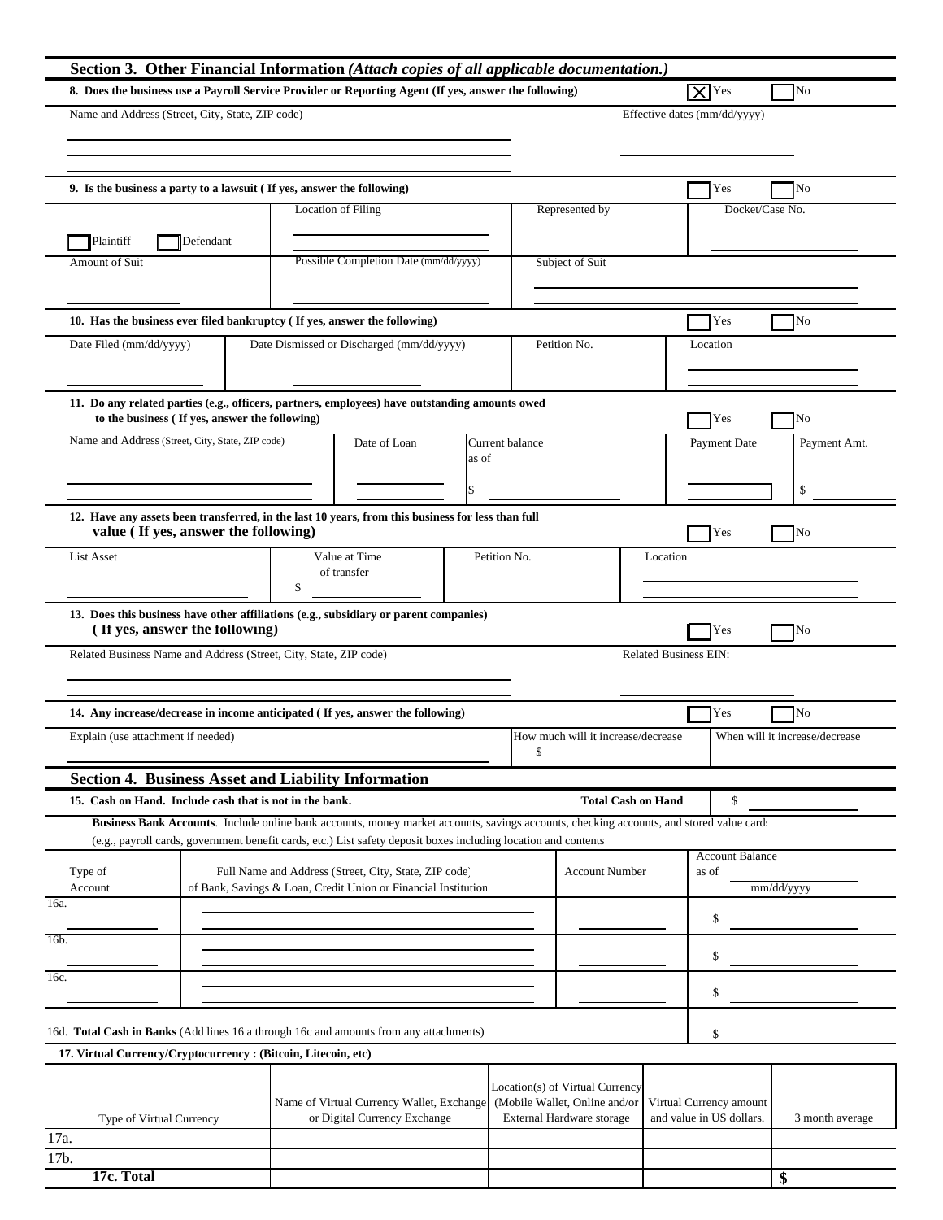## Section 3. Other Financial Information *(Attach copies of all applicable documentation.)*

**8. Does the business use a Payroll Service Provider or Reporting Agent (If yes, answer the following)** ☒ Yes ☐ No

| Name and Address (Street, City, State, ZIP code) | Effective dates (mm/dd/yyyy) |
|---|---|
| | |

**9. Is the business a party to a lawsuit ( If yes, answer the following)** ☐ Yes ☐ No

| ☐ Plaintiff ☐ Defendant | Location of Filing | Represented by | Docket/Case No. |
|---|---|---|---|
| Amount of Suit | Possible Completion Date (mm/dd/yyyy) | Subject of Suit | |

**10. Has the business ever filed bankruptcy ( If yes, answer the following)** ☐ Yes ☐ No

| Date Filed (mm/dd/yyyy) | Date Dismissed or Discharged (mm/dd/yyyy) | Petition No. | Location |
|---|---|---|---|
| | | | |

**11. Do any related parties (e.g., officers, partners, employees) have outstanding amounts owed to the business ( If yes, answer the following)** ☐ Yes ☐ No

| Name and Address (Street, City, State, ZIP code) | Date of Loan | Current balance as of | Payment Date | Payment Amt. |
|---|---|---|---|---|
| | | $ | | $ |

**12. Have any assets been transferred, in the last 10 years, from this business for less than full value ( If yes, answer the following)** ☐ Yes ☐ No

| List Asset | Value at Time of transfer | Petition No. | Location |
|---|---|---|---|
| | $ | | |

**13. Does this business have other affiliations (e.g., subsidiary or parent companies) ( If yes, answer the following)** ☐ Yes ☐ No

| Related Business Name and Address (Street, City, State, ZIP code) | Related Business EIN: |
|---|---|
| | |

**14. Any increase/decrease in income anticipated ( If yes, answer the following)** ☐ Yes ☐ No

| Explain (use attachment if needed) | How much will it increase/decrease | When will it increase/decrease |
|---|---|---|
| | $ | |

## Section 4. Business Asset and Liability Information

**15. Cash on Hand. Include cash that is not in the bank.** **Total Cash on Hand** $

**Business Bank Accounts**. Include online bank accounts, money market accounts, savings accounts, checking accounts, and stored value cards (e.g., payroll cards, government benefit cards, etc.) List safety deposit boxes including location and contents

| | Type of Account | Full Name and Address (Street, City, State, ZIP code) of Bank, Savings & Loan, Credit Union or Financial Institution | Account Number | Account Balance as of mm/dd/yyyy |
|---|---|---|---|---|
| 16a. | | | | $ |
| 16b. | | | | $ |
| 16c. | | | | $ |

16d. **Total Cash in Banks** (Add lines 16 a through 16c and amounts from any attachments) $

**17. Virtual Currency/Cryptocurrency : (Bitcoin, Litecoin, etc)**

| | Type of Virtual Currency | Name of Virtual Currency Wallet, Exchange or Digital Currency Exchange | Location(s) of Virtual Currency (Mobile Wallet, Online and/or External Hardware storage | Virtual Currency amount and value in US dollars. | 3 month average |
|---|---|---|---|---|---|
| 17a. | | | | | |
| 17b. | | | | | |
| **17c. Total** | | | | | **$** |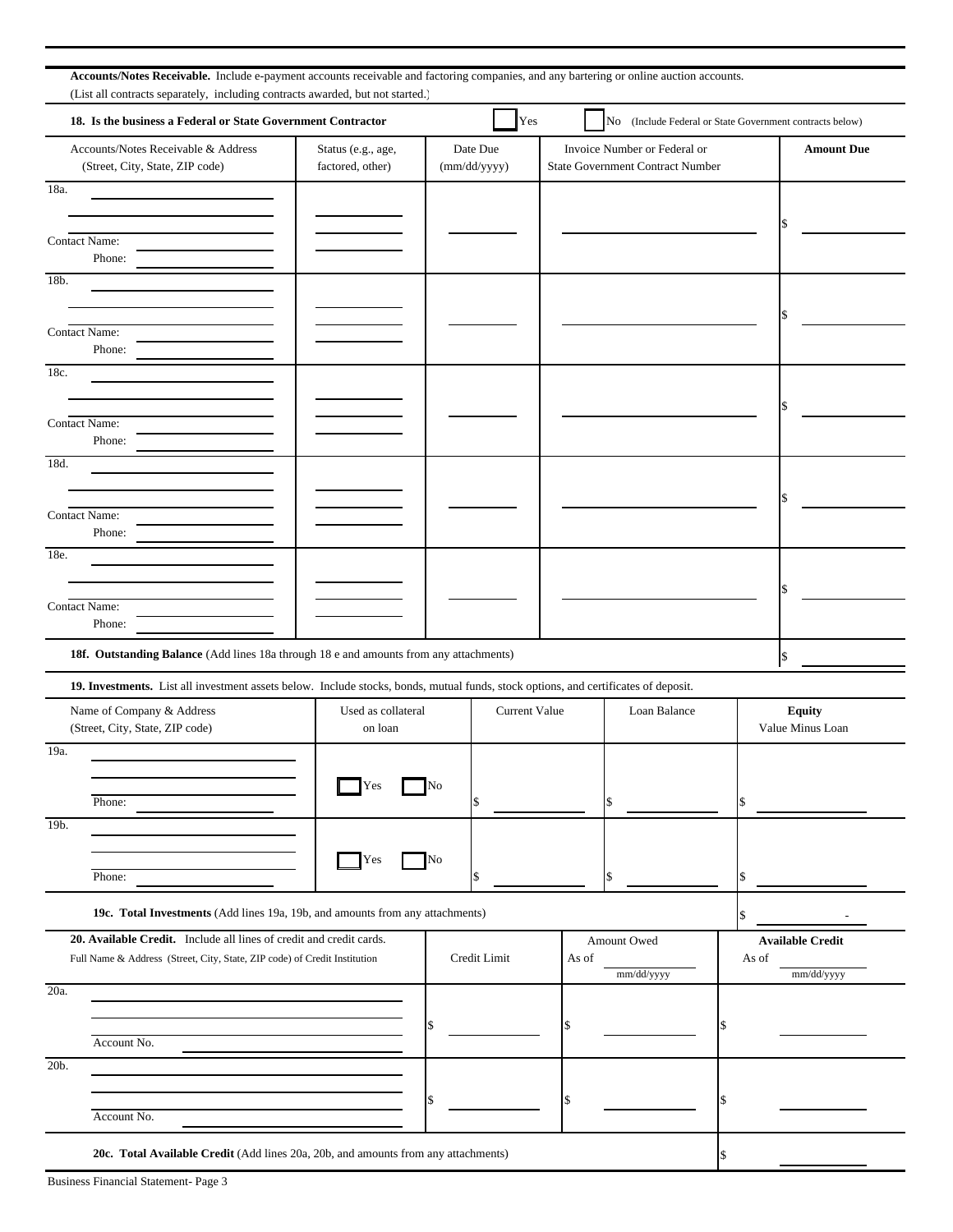**Accounts/Notes Receivable.** Include e-payment accounts receivable and factoring companies, and any bartering or online auction accounts.
(List all contracts separately, including contracts awarded, but not started.)

**18. Is the business a Federal or State Government Contractor** ☐ Yes ☐ No (Include Federal or State Government contracts below)

| Accounts/Notes Receivable & Address (Street, City, State, ZIP code) | Status (e.g., age, factored, other) | Date Due (mm/dd/yyyy) | Invoice Number or Federal or State Government Contract Number | **Amount Due** |
|---|---|---|---|---|
| 18a. <br> Contact Name: <br> Phone: | | | | $ |
| 18b. <br> Contact Name: <br> Phone: | | | | $ |
| 18c. <br> Contact Name: <br> Phone: | | | | $ |
| 18d. <br> Contact Name: <br> Phone: | | | | $ |
| 18e. <br> Contact Name: <br> Phone: | | | | $ |
| **18f. Outstanding Balance** (Add lines 18a through 18 e and amounts from any attachments) | | | | $ |

**19. Investments.** List all investment assets below. Include stocks, bonds, mutual funds, stock options, and certificates of deposit.

| Name of Company & Address (Street, City, State, ZIP code) | Used as collateral on loan | Current Value | Loan Balance | **Equity** Value Minus Loan |
|---|---|---|---|---|
| 19a. <br> Phone: | ☐ Yes ☐ No | $ | $ | $ |
| 19b. <br> Phone: | ☐ Yes ☐ No | $ | $ | $ |
| **19c. Total Investments** (Add lines 19a, 19b, and amounts from any attachments) | | | | $ - |

| **20. Available Credit.** Include all lines of credit and credit cards. Full Name & Address (Street, City, State, ZIP code) of Credit Institution | Credit Limit | Amount Owed As of ______ mm/dd/yyyy | **Available Credit** As of ______ mm/dd/yyyy |
|---|---|---|---|
| 20a. <br> Account No. | $ | $ | $ |
| 20b. <br> Account No. | $ | $ | $ |
| **20c. Total Available Credit** (Add lines 20a, 20b, and amounts from any attachments) | | | $ |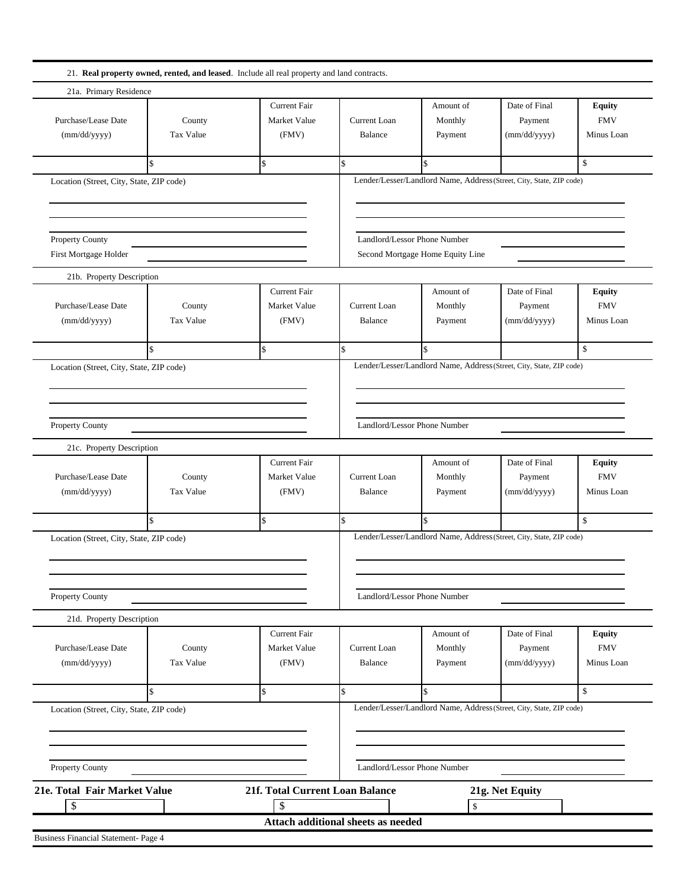21. **Real property owned, rented, and leased**. Include all real property and land contracts.

21a. Primary Residence

| Purchase/Lease Date (mm/dd/yyyy) | County Tax Value | Current Fair Market Value (FMV) | Current Loan Balance | Amount of Monthly Payment | Date of Final Payment (mm/dd/yyyy) | **Equity** FMV Minus Loan |
|---|---|---|---|---|---|---|
| | $ | $ | $ | $ | | $ |

Location (Street, City, State, ZIP code) ______________________________

Lender/Lesser/Landlord Name, Address (Street, City, State, ZIP code) ______________________________

Property County ______________________________

Landlord/Lessor Phone Number ______________________________

First Mortgage Holder ______________________________

Second Mortgage Home Equity Line ______________________________

21b. Property Description

| Purchase/Lease Date (mm/dd/yyyy) | County Tax Value | Current Fair Market Value (FMV) | Current Loan Balance | Amount of Monthly Payment | Date of Final Payment (mm/dd/yyyy) | **Equity** FMV Minus Loan |
|---|---|---|---|---|---|---|
| | $ | $ | $ | $ | | $ |

Location (Street, City, State, ZIP code) ______________________________

Lender/Lesser/Landlord Name, Address (Street, City, State, ZIP code) ______________________________

Property County ______________________________

Landlord/Lessor Phone Number ______________________________

21c. Property Description

| Purchase/Lease Date (mm/dd/yyyy) | County Tax Value | Current Fair Market Value (FMV) | Current Loan Balance | Amount of Monthly Payment | Date of Final Payment (mm/dd/yyyy) | **Equity** FMV Minus Loan |
|---|---|---|---|---|---|---|
| | $ | $ | $ | $ | | $ |

Location (Street, City, State, ZIP code) ______________________________

Lender/Lesser/Landlord Name, Address (Street, City, State, ZIP code) ______________________________

Property County ______________________________

Landlord/Lessor Phone Number ______________________________

21d. Property Description

| Purchase/Lease Date (mm/dd/yyyy) | County Tax Value | Current Fair Market Value (FMV) | Current Loan Balance | Amount of Monthly Payment | Date of Final Payment (mm/dd/yyyy) | **Equity** FMV Minus Loan |
|---|---|---|---|---|---|---|
| | $ | $ | $ | $ | | $ |

Location (Street, City, State, ZIP code) ______________________________

Lender/Lesser/Landlord Name, Address (Street, City, State, ZIP code) ______________________________

Property County ______________________________

Landlord/Lessor Phone Number ______________________________

| **21e. Total Fair Market Value** | **21f. Total Current Loan Balance** | **21g. Net Equity** |
|---|---|---|
| $ | $ | $ |

**Attach additional sheets as needed**

Business Financial Statement- Page 4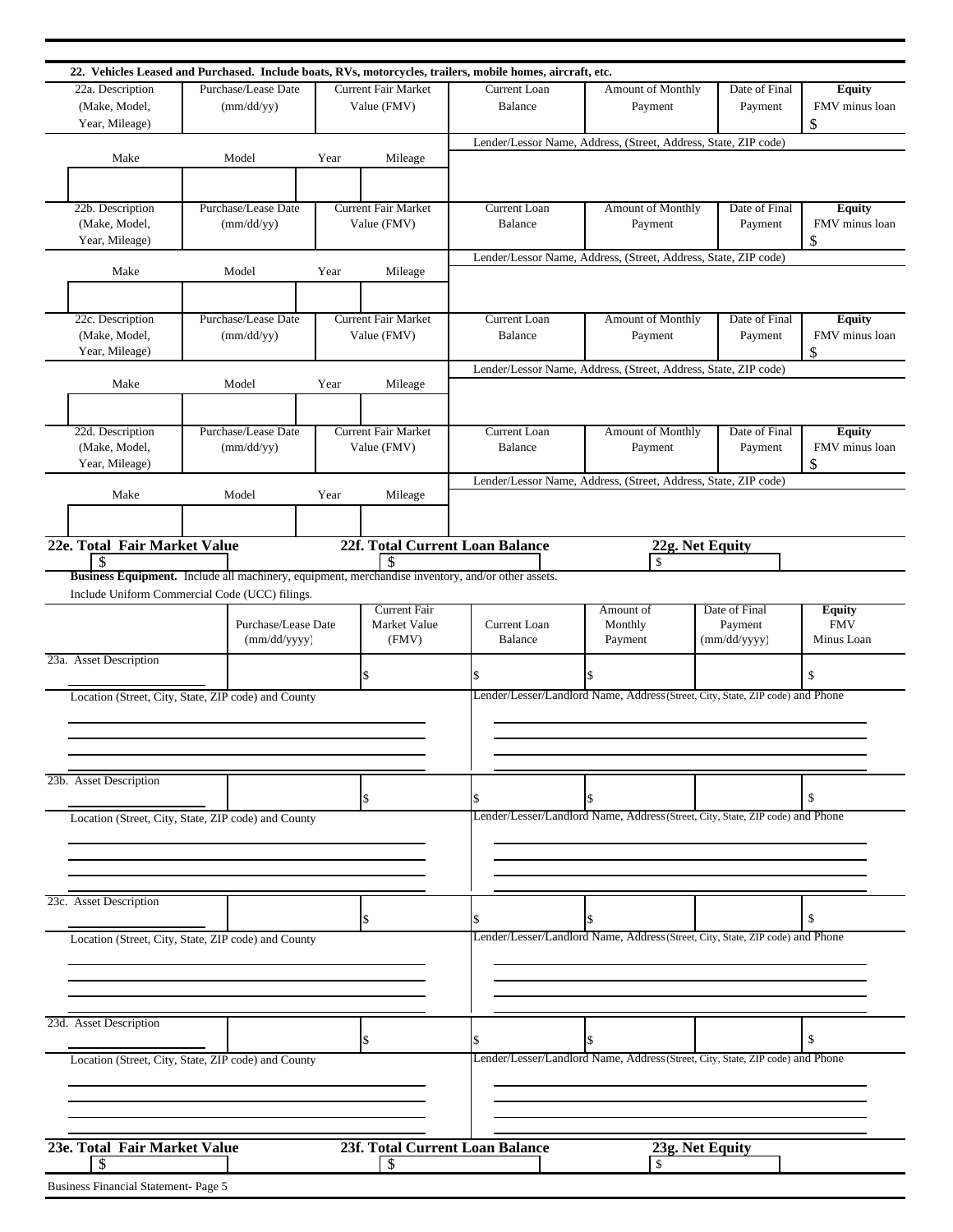## 22. Vehicles Leased and Purchased. Include boats, RVs, motorcycles, trailers, mobile homes, aircraft, etc.

| 22a. Description (Make, Model, Year, Mileage) | Purchase/Lease Date (mm/dd/yy) | Current Fair Market Value (FMV) | Current Loan Balance | Amount of Monthly Payment | Date of Final Payment | **Equity** FMV minus loan |
|---|---|---|---|---|---|---|
| | | | | | | $ |

| Make | Model | Year | Mileage | Lender/Lessor Name, Address, (Street, Address, State, ZIP code) |
|---|---|---|---|---|
| | | | | |

| 22b. Description (Make, Model, Year, Mileage) | Purchase/Lease Date (mm/dd/yy) | Current Fair Market Value (FMV) | Current Loan Balance | Amount of Monthly Payment | Date of Final Payment | **Equity** FMV minus loan |
|---|---|---|---|---|---|---|
| | | | | | | $ |

| Make | Model | Year | Mileage | Lender/Lessor Name, Address, (Street, Address, State, ZIP code) |
|---|---|---|---|---|
| | | | | |

| 22c. Description (Make, Model, Year, Mileage) | Purchase/Lease Date (mm/dd/yy) | Current Fair Market Value (FMV) | Current Loan Balance | Amount of Monthly Payment | Date of Final Payment | **Equity** FMV minus loan |
|---|---|---|---|---|---|---|
| | | | | | | $ |

| Make | Model | Year | Mileage | Lender/Lessor Name, Address, (Street, Address, State, ZIP code) |
|---|---|---|---|---|
| | | | | |

| 22d. Description (Make, Model, Year, Mileage) | Purchase/Lease Date (mm/dd/yy) | Current Fair Market Value (FMV) | Current Loan Balance | Amount of Monthly Payment | Date of Final Payment | **Equity** FMV minus loan |
|---|---|---|---|---|---|---|
| | | | | | | $ |

| Make | Model | Year | Mileage | Lender/Lessor Name, Address, (Street, Address, State, ZIP code) |
|---|---|---|---|---|
| | | | | |

| **22e. Total Fair Market Value** | **22f. Total Current Loan Balance** | **22g. Net Equity** |
|---|---|---|
| $ | $ | $ |

**Business Equipment.** Include all machinery, equipment, merchandise inventory, and/or other assets.
Include Uniform Commercial Code (UCC) filings.

| | Purchase/Lease Date (mm/dd/yyyy) | Current Fair Market Value (FMV) | Current Loan Balance | Amount of Monthly Payment | Date of Final Payment (mm/dd/yyyy) | **Equity** FMV Minus Loan |
|---|---|---|---|---|---|---|
| 23a. Asset Description | | $ | $ | $ | | $ |
| Location (Street, City, State, ZIP code) and County | | | Lender/Lesser/Landlord Name, Address (Street, City, State, ZIP code) and Phone | | | |
| 23b. Asset Description | | $ | $ | $ | | $ |
| Location (Street, City, State, ZIP code) and County | | | Lender/Lesser/Landlord Name, Address (Street, City, State, ZIP code) and Phone | | | |
| 23c. Asset Description | | $ | $ | $ | | $ |
| Location (Street, City, State, ZIP code) and County | | | Lender/Lesser/Landlord Name, Address (Street, City, State, ZIP code) and Phone | | | |
| 23d. Asset Description | | $ | $ | $ | | $ |
| Location (Street, City, State, ZIP code) and County | | | Lender/Lesser/Landlord Name, Address (Street, City, State, ZIP code) and Phone | | | |

| **23e. Total Fair Market Value** | **23f. Total Current Loan Balance** | **23g. Net Equity** |
|---|---|---|
| $ | $ | $ |

Business Financial Statement- Page 5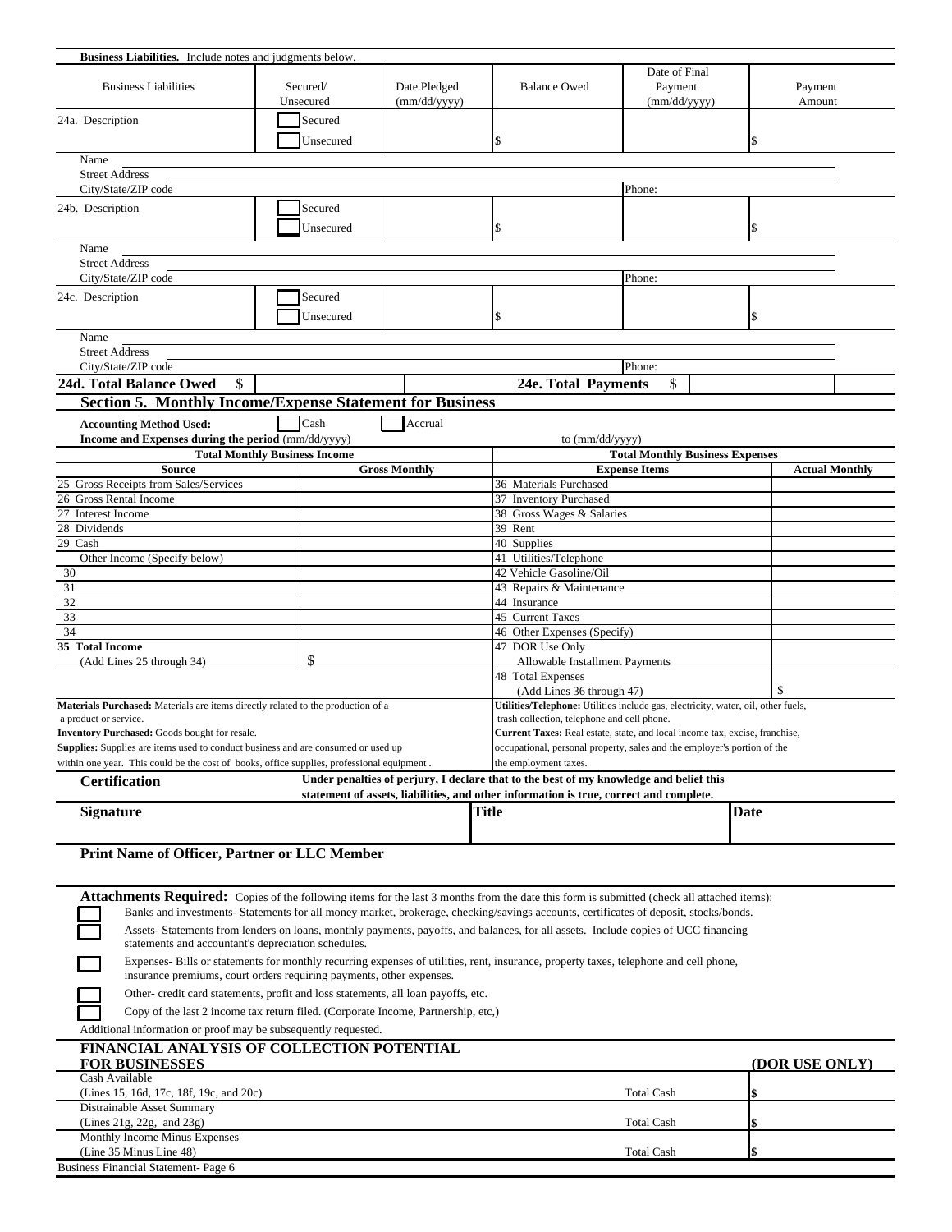**Business Liabilities.** Include notes and judgments below.

| Business Liabilities | Secured/ Unsecured | Date Pledged (mm/dd/yyyy) | Balance Owed | Date of Final Payment (mm/dd/yyyy) | Payment Amount |
|---|---|---|---|---|---|
| 24a. Description | ☐ Secured ☐ Unsecured | | $ | | $ |
| Name | | | | | |
| Street Address | | | | | |
| City/State/ZIP code | | | | Phone: | |
| 24b. Description | ☐ Secured ☐ Unsecured | | $ | | $ |
| Name | | | | | |
| Street Address | | | | | |
| City/State/ZIP code | | | | Phone: | |
| 24c. Description | ☐ Secured ☐ Unsecured | | $ | | $ |
| Name | | | | | |
| Street Address | | | | | |
| City/State/ZIP code | | | | Phone: | |
| **24d. Total Balance Owed** $ | | | **24e. Total Payments** $ | | |

## Section 5. Monthly Income/Expense Statement for Business

**Accounting Method Used:** ☐ Cash ☐ Accrual

**Income and Expenses during the period** (mm/dd/yyyy) to (mm/dd/yyyy)

| Total Monthly Business Income | | Total Monthly Business Expenses | |
|---|---|---|---|
| **Source** | **Gross Monthly** | **Expense Items** | **Actual Monthly** |
| 25 Gross Receipts from Sales/Services | | 36 Materials Purchased | |
| 26 Gross Rental Income | | 37 Inventory Purchased | |
| 27 Interest Income | | 38 Gross Wages & Salaries | |
| 28 Dividends | | 39 Rent | |
| 29 Cash | | 40 Supplies | |
| Other Income (Specify below) | | 41 Utilities/Telephone | |
| 30 | | 42 Vehicle Gasoline/Oil | |
| 31 | | 43 Repairs & Maintenance | |
| 32 | | 44 Insurance | |
| 33 | | 45 Current Taxes | |
| 34 | | 46 Other Expenses (Specify) | |
| **35 Total Income** (Add Lines 25 through 34) | $ | 47 DOR Use Only Allowable Installment Payments | |
| | | 48 Total Expenses (Add Lines 36 through 47) | $ |

**Materials Purchased:** Materials are items directly related to the production of a product or service.
**Inventory Purchased:** Goods bought for resale.
**Supplies:** Supplies are items used to conduct business and are consumed or used up within one year. This could be the cost of books, office supplies, professional equipment .

**Utilities/Telephone:** Utilities include gas, electricity, water, oil, other fuels, trash collection, telephone and cell phone.
**Current Taxes:** Real estate, state, and local income tax, excise, franchise, occupational, personal property, sales and the employer's portion of the the employment taxes.

**Certification** — **Under penalties of perjury, I declare that to the best of my knowledge and belief this statement of assets, liabilities, and other information is true, correct and complete.**

| Signature | Title | Date |
|---|---|---|
| | | |

**Print Name of Officer, Partner or LLC Member**

**Attachments Required:** Copies of the following items for the last 3 months from the date this form is submitted (check all attached items):

- ☐ Banks and investments- Statements for all money market, brokerage, checking/savings accounts, certificates of deposit, stocks/bonds.
- ☐ Assets- Statements from lenders on loans, monthly payments, payoffs, and balances, for all assets. Include copies of UCC financing statements and accountant's depreciation schedules.
- ☐ Expenses- Bills or statements for monthly recurring expenses of utilities, rent, insurance, property taxes, telephone and cell phone, insurance premiums, court orders requiring payments, other expenses.
- ☐ Other- credit card statements, profit and loss statements, all loan payoffs, etc.
- ☐ Copy of the last 2 income tax return filed. (Corporate Income, Partnership, etc,)

Additional information or proof may be subsequently requested.

| FINANCIAL ANALYSIS OF COLLECTION POTENTIAL FOR BUSINESSES | | (DOR USE ONLY) |
|---|---|---|
| Cash Available (Lines 15, 16d, 17c, 18f, 19c, and 20c) | Total Cash | $ |
| Distrainable Asset Summary (Lines 21g, 22g, and 23g) | Total Cash | $ |
| Monthly Income Minus Expenses (Line 35 Minus Line 48) | Total Cash | $ |

Business Financial Statement- Page 6